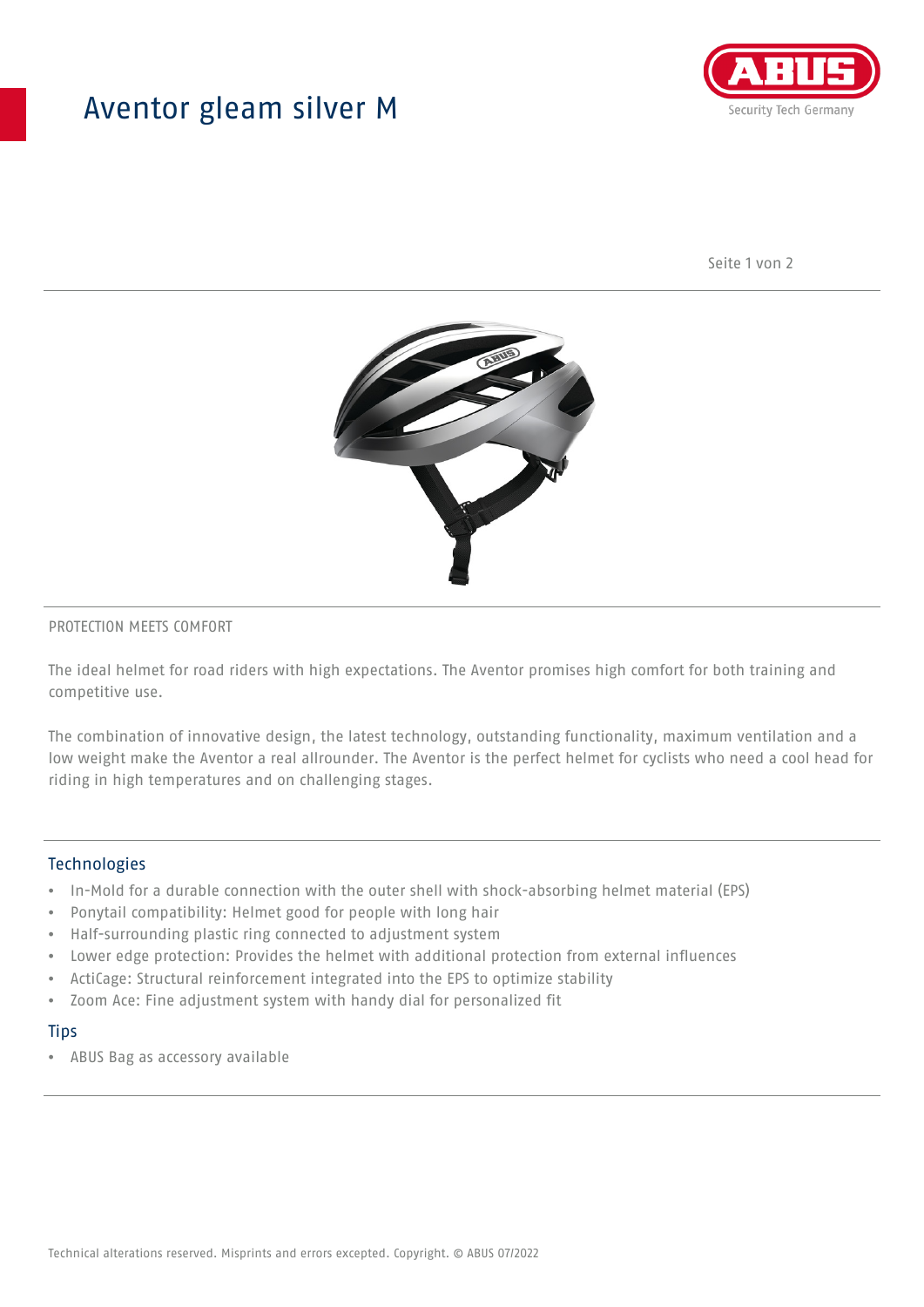# Aventor gleam silver M

PROTECTION MEETS COMFORT

The ideal helmet for road riders with high expectations. The Aventor promises high comfort for both training and competitive use.

The combination of innovative design, the latest technology, outstanding functionality, maximum ventilation and a low weight make the Aventor a real allrounder. The Aventor is the perfect helmet for cyclists who need a cool head for riding in high temperatures and on challenging stages.

## Technologies

- In-Mold for a durable connection with the outer shell with shock-absorbing helmet material (EPS)
- Ponytail compatibility: Helmet good for people with long hair
- Half-surrounding plastic ring connected to adjustment system
- Lower edge protection: Provides the helmet with additional protection from external influences
- ActiCage: Structural reinforcement integrated into the EPS to optimize stability
- Zoom Ace: Fine adjustment system with handy dial for personalized fit

## Tips

- ABUS Bag as accessory available

Technical alterations reserved. Misprints and errors excepted. Copyright. © ABUS 07/2022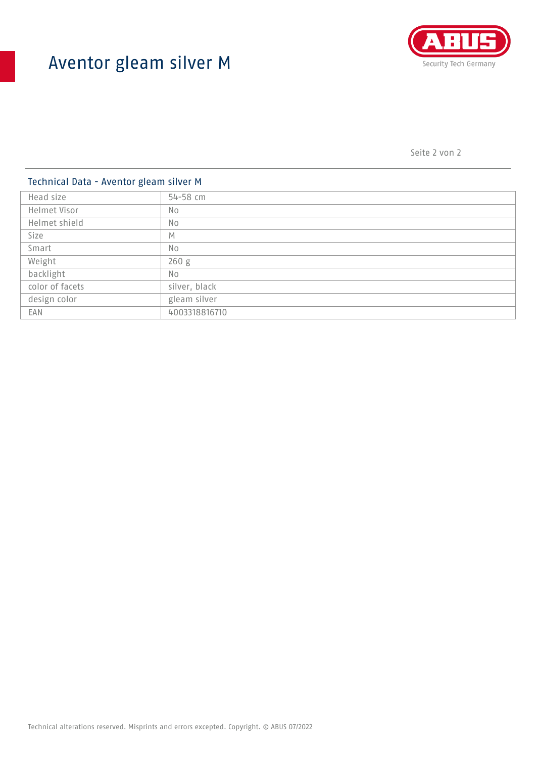# Aventor gleam silver M

## Technical Data - Aventor gleam silver M

| | |
|---|---|
| Head size | 54-58 cm |
| Helmet Visor | No |
| Helmet shield | No |
| Size | M |
| Smart | No |
| Weight | 260 g |
| backlight | No |
| color of facets | silver, black |
| design color | gleam silver |
| EAN | 4003318816710 |

Technical alterations reserved. Misprints and errors excepted. Copyright. © ABUS 07/2022